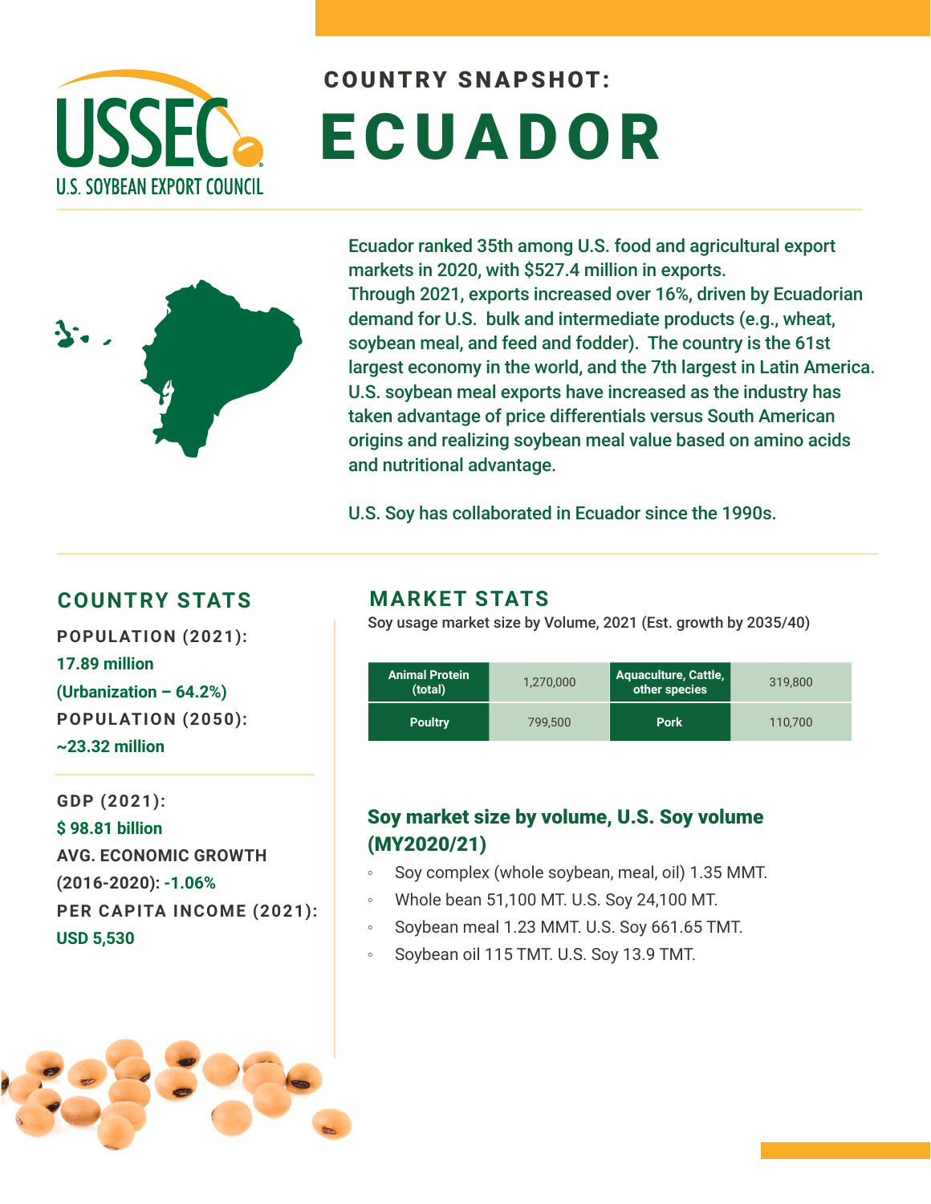USSEC
U.S. SOYBEAN EXPORT COUNCIL

# COUNTRY SNAPSHOT: ECUADOR

Ecuador ranked 35th among U.S. food and agricultural export markets in 2020, with $527.4 million in exports. Through 2021, exports increased over 16%, driven by Ecuadorian demand for U.S. bulk and intermediate products (e.g., wheat, soybean meal, and feed and fodder). The country is the 61st largest economy in the world, and the 7th largest in Latin America. U.S. soybean meal exports have increased as the industry has taken advantage of price differentials versus South American origins and realizing soybean meal value based on amino acids and nutritional advantage.

U.S. Soy has collaborated in Ecuador since the 1990s.

## COUNTRY STATS

**POPULATION (2021):** 17.89 million (Urbanization – 64.2%)

**POPULATION (2050):** ~23.32 million

**GDP (2021):** $ 98.81 billion

**AVG. ECONOMIC GROWTH (2016-2020):** -1.06%

**PER CAPITA INCOME (2021):** USD 5,530

## MARKET STATS

Soy usage market size by Volume, 2021 (Est. growth by 2035/40)

| | | | |
|---|---|---|---|
| Animal Protein (total) | 1,270,000 | Aquaculture, Cattle, other species | 319,800 |
| Poultry | 799,500 | Pork | 110,700 |

### Soy market size by volume, U.S. Soy volume (MY2020/21)

- Soy complex (whole soybean, meal, oil) 1.35 MMT.
- Whole bean 51,100 MT. U.S. Soy 24,100 MT.
- Soybean meal 1.23 MMT. U.S. Soy 661.65 TMT.
- Soybean oil 115 TMT. U.S. Soy 13.9 TMT.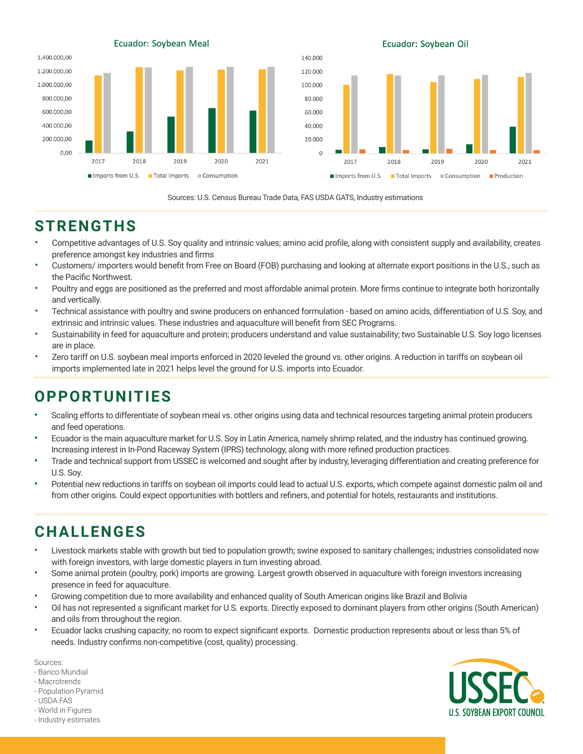Ecuador: Soybean Meal

1.400.000,00
1.200.000,00
1.000.000,00
800.000,00
600.000,00
400.000,00
200.000,00
0,00

2017 2018 2019 2020 2021

Imports from U.S. | Total Imports | Consumption

Ecuador: Soybean Oil

140.000
120.000
100.000
80.000
60.000
40.000
20.000
0

2017 2018 2019 2020 2021

Imports from U.S. | Total Imports | Consumption | Production

Sources: U.S. Census Bureau Trade Data, FAS USDA GATS, Industry estimations

## STRENGTHS

- Competitive advantages of U.S. Soy quality and intrinsic values; amino acid profile, along with consistent supply and availability, creates preference amongst key industries and firms
- Customers/ importers would benefit from Free on Board (FOB) purchasing and looking at alternate export positions in the U.S., such as the Pacific Northwest.
- Poultry and eggs are positioned as the preferred and most affordable animal protein. More firms continue to integrate both horizontally and vertically.
- Technical assistance with poultry and swine producers on enhanced formulation - based on amino acids, differentiation of U.S. Soy, and extrinsic and intrinsic values. These industries and aquaculture will benefit from SEC Programs.
- Sustainability in feed for aquaculture and protein; producers understand and value sustainability; two Sustainable U.S. Soy logo licenses are in place.
- Zero tariff on U.S. soybean meal imports enforced in 2020 leveled the ground vs. other origins. A reduction in tariffs on soybean oil imports implemented late in 2021 helps level the ground for U.S. imports into Ecuador.

## OPPORTUNITIES

- Scaling efforts to differentiate of soybean meal vs. other origins using data and technical resources targeting animal protein producers and feed operations.
- Ecuador is the main aquaculture market for U.S. Soy in Latin America, namely shrimp related, and the industry has continued growing. Increasing interest in In-Pond Raceway System (IPRS) technology, along with more refined production practices.
- Trade and technical support from USSEC is welcomed and sought after by industry, leveraging differentiation and creating preference for U.S. Soy.
- Potential new reductions in tariffs on soybean oil imports could lead to actual U.S. exports, which compete against domestic palm oil and from other origins. Could expect opportunities with bottlers and refiners, and potential for hotels, restaurants and institutions.

## CHALLENGES

- Livestock markets stable with growth but tied to population growth; swine exposed to sanitary challenges; industries consolidated now with foreign investors, with large domestic players in turn investing abroad.
- Some animal protein (poultry, pork) imports are growing. Largest growth observed in aquaculture with foreign investors increasing presence in feed for aquaculture.
- Growing competition due to more availability and enhanced quality of South American origins like Brazil and Bolivia
- Oil has not represented a significant market for U.S. exports. Directly exposed to dominant players from other origins (South American) and oils from throughout the region.
- Ecuador lacks crushing capacity; no room to expect significant exports. Domestic production represents about or less than 5% of needs. Industry confirms non-competitive (cost, quality) processing.

Sources:
- Banco Mundial
- Macrotrends
- Population Pyramid
- USDA FAS
- World in Figures
- Industry estimates

USSEC
U.S. SOYBEAN EXPORT COUNCIL